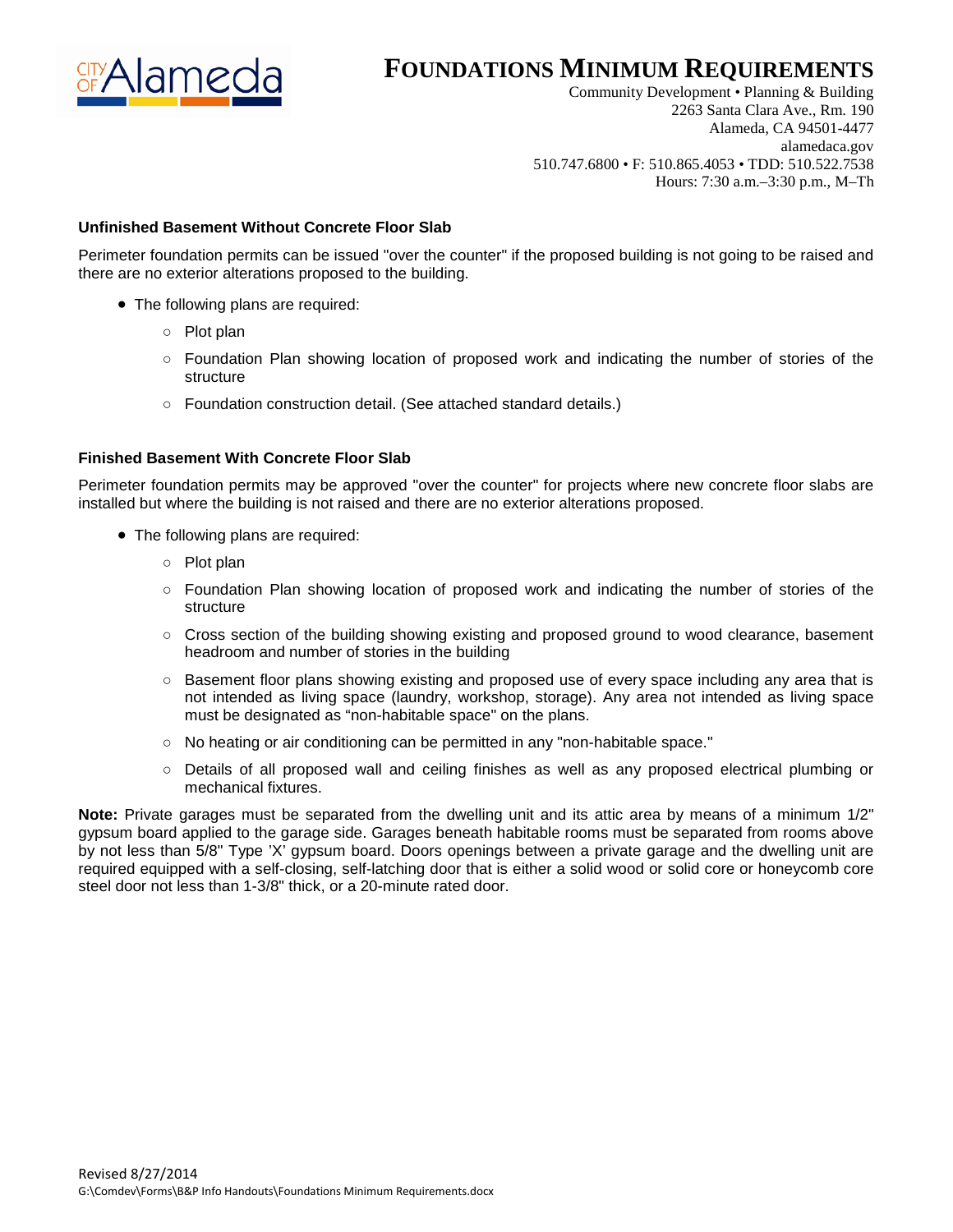# FOUNDATIONS MINIMUM REQUIREMENTS

Community Development • Planning & Building
2263 Santa Clara Ave., Rm. 190
Alameda, CA 94501-4477
alamedaca.gov
510.747.6800 • F: 510.865.4053 • TDD: 510.522.7538
Hours: 7:30 a.m.–3:30 p.m., M–Th

### Unfinished Basement Without Concrete Floor Slab

Perimeter foundation permits can be issued "over the counter" if the proposed building is not going to be raised and there are no exterior alterations proposed to the building.

- The following plans are required:
  - Plot plan
  - Foundation Plan showing location of proposed work and indicating the number of stories of the structure
  - Foundation construction detail. (See attached standard details.)

### Finished Basement With Concrete Floor Slab

Perimeter foundation permits may be approved "over the counter" for projects where new concrete floor slabs are installed but where the building is not raised and there are no exterior alterations proposed.

- The following plans are required:
  - Plot plan
  - Foundation Plan showing location of proposed work and indicating the number of stories of the structure
  - Cross section of the building showing existing and proposed ground to wood clearance, basement headroom and number of stories in the building
  - Basement floor plans showing existing and proposed use of every space including any area that is not intended as living space (laundry, workshop, storage). Any area not intended as living space must be designated as "non-habitable space" on the plans.
  - No heating or air conditioning can be permitted in any "non-habitable space."
  - Details of all proposed wall and ceiling finishes as well as any proposed electrical plumbing or mechanical fixtures.

**Note:** Private garages must be separated from the dwelling unit and its attic area by means of a minimum 1/2" gypsum board applied to the garage side. Garages beneath habitable rooms must be separated from rooms above by not less than 5/8" Type 'X' gypsum board. Doors openings between a private garage and the dwelling unit are required equipped with a self-closing, self-latching door that is either a solid wood or solid core or honeycomb core steel door not less than 1-3/8" thick, or a 20-minute rated door.

Revised 8/27/2014
G:\Comdev\Forms\B&P Info Handouts\Foundations Minimum Requirements.docx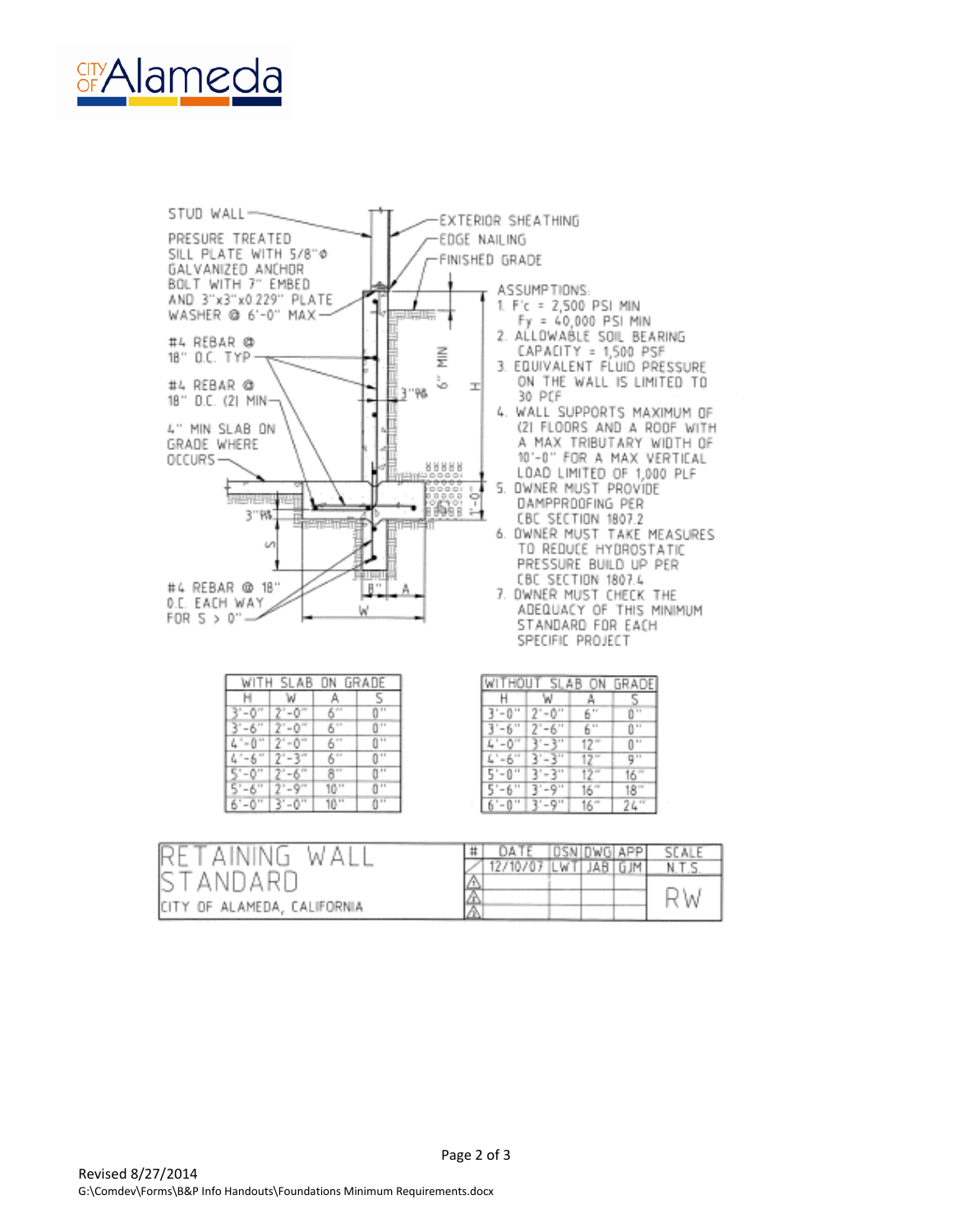STUD WALL

PRESURE TREATED SILL PLATE WITH 5/8"ø GALVANIZED ANCHOR BOLT WITH 7" EMBED AND 3"x3"x0.229" PLATE WASHER @ 6'-0" MAX

#4 REBAR @ 18" O.C. TYP

#4 REBAR @ 18" O.C. (2) MIN

4" MIN SLAB ON GRADE WHERE OCCURS

#4 REBAR @ 18" O.C. EACH WAY FOR S > 0"

EXTERIOR SHEATHING

EDGE NAILING

FINISHED GRADE

6" MIN

3" MIN

1'-0"

H

S

8"

A

W

ASSUMPTIONS:

1. F'c = 2,500 PSI MIN
   Fy = 40,000 PSI MIN
2. ALLOWABLE SOIL BEARING CAPACITY = 1,500 PSF
3. EQUIVALENT FLUID PRESSURE ON THE WALL IS LIMITED TO 30 PCF
4. WALL SUPPORTS MAXIMUM OF (2) FLOORS AND A ROOF WITH A MAX TRIBUTARY WIDTH OF 10'-0" FOR A MAX VERTICAL LOAD LIMITED OF 1,000 PLF
5. OWNER MUST PROVIDE DAMPPROOFING PER CBC SECTION 1807.2
6. OWNER MUST TAKE MEASURES TO REDUCE HYDROSTATIC PRESSURE BUILD UP PER CBC SECTION 1807.4
7. OWNER MUST CHECK THE ADEQUACY OF THIS MINIMUM STANDARD FOR EACH SPECIFIC PROJECT

WITH SLAB ON GRADE

| H | W | A | S |
|---|---|---|---|
| 3'-0" | 2'-0" | 6" | 0" |
| 3'-6" | 2'-0" | 6" | 0" |
| 4'-0" | 2'-0" | 6" | 0" |
| 4'-6" | 2'-3" | 6" | 0" |
| 5'-0" | 2'-6" | 8" | 0" |
| 5'-6" | 2'-9" | 10" | 0" |
| 6'-0" | 3'-0" | 10" | 0" |

WITHOUT SLAB ON GRADE

| H | W | A | S |
|---|---|---|---|
| 3'-0" | 2'-0" | 6" | 0" |
| 3'-6" | 2'-6" | 6" | 0" |
| 4'-0" | 3'-3" | 12" | 0" |
| 4'-6" | 3'-3" | 12" | 9" |
| 5'-0" | 3'-3" | 12" | 16" |
| 5'-6" | 3'-9" | 16" | 18" |
| 6'-0" | 3'-9" | 16" | 24" |

| RETAINING WALL STANDARD | # | DATE | DSN | DWG | APP | SCALE |
|---|---|---|---|---|---|---|
| CITY OF ALAMEDA, CALIFORNIA | | 12/10/07 | LWT | JAB | GJM | N.T.S. |
| | 1 | | | | | RW |
| | 2 | | | | | |
| | 3 | | | | | |

Revised 8/27/2014

G:\Comdev\Forms\B&P Info Handouts\Foundations Minimum Requirements.docx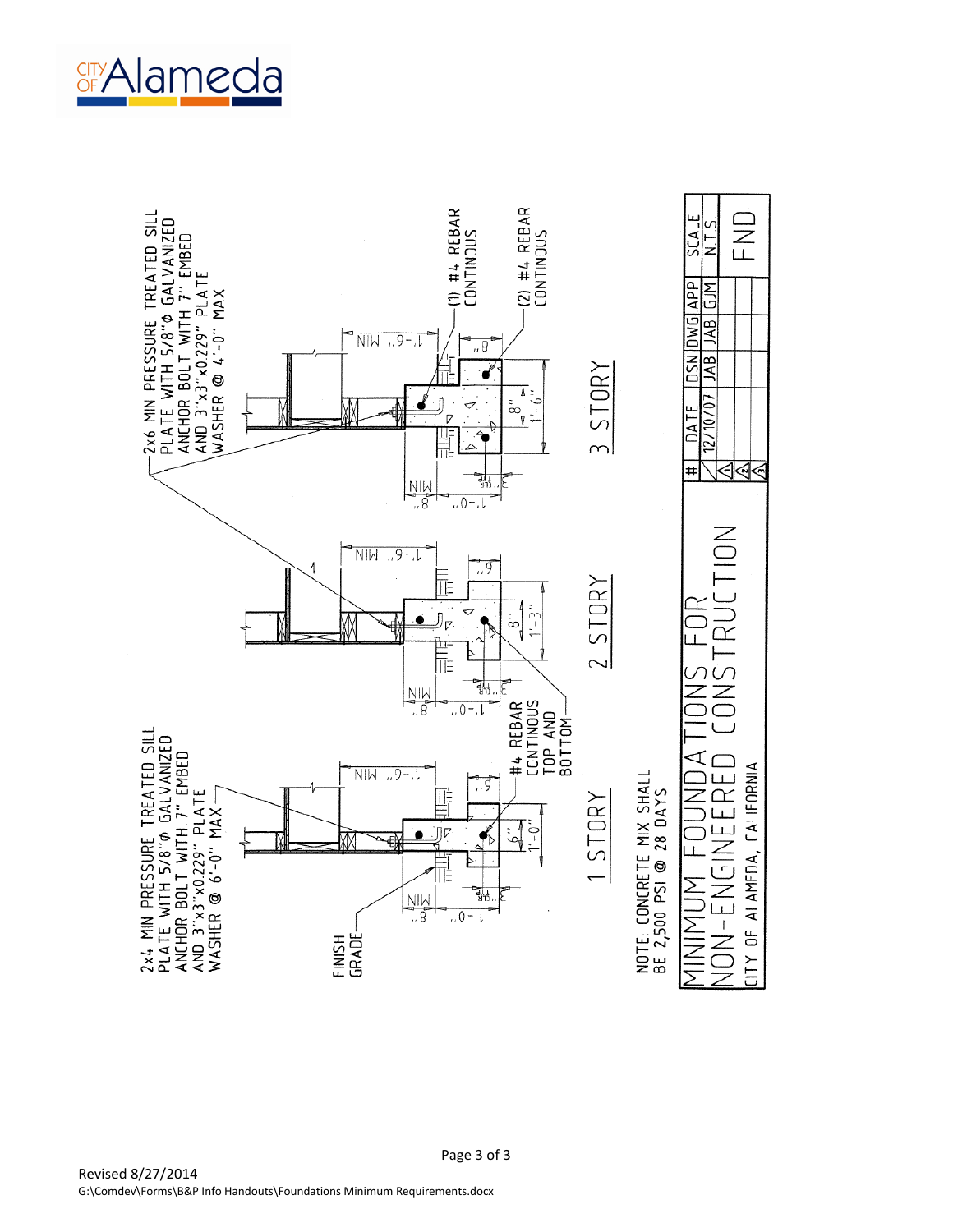2x4 MIN PRESSURE TREATED SILL PLATE WITH 5/8"φ GALVANIZED ANCHOR BOLT WITH 7" EMBED AND 3"x3"x0.229" PLATE WASHER @ 6'-0" MAX

2x6 MIN PRESSURE TREATED SILL PLATE WITH 5/8"φ GALVANIZED ANCHOR BOLT WITH 7" EMBED AND 3"x3"x0.229" PLATE WASHER @ 4'-0" MAX

FINISH GRADE

#4 REBAR CONTINOUS TOP AND BOTTOM

(1) #4 REBAR CONTINOUS

(2) #4 REBAR CONTINOUS

1'-6" MIN

8" MIN

1'-0"

6"

6"

1'-0"

8"

1'-3"

8"

8"

1'-6"

3" CLR TYP

1 STORY

2 STORY

3 STORY

NOTE: CONCRETE MIX SHALL BE 2,500 PSI @ 28 DAYS

# MINIMUM FOUNDATIONS FOR NON-ENGINEERED CONSTRUCTION

CITY OF ALAMEDA, CALIFORNIA

| # | DATE | DSN | DWG | APP | SCALE |
|---|---|---|---|---|---|
| / | 12/10/07 | JAB | JAB | GJM | N.T.S. |
| 1 | | | | | FND |
| 2 | | | | | |
| 3 | | | | | |

Revised 8/27/2014
G:\Comdev\Forms\B&P Info Handouts\Foundations Minimum Requirements.docx